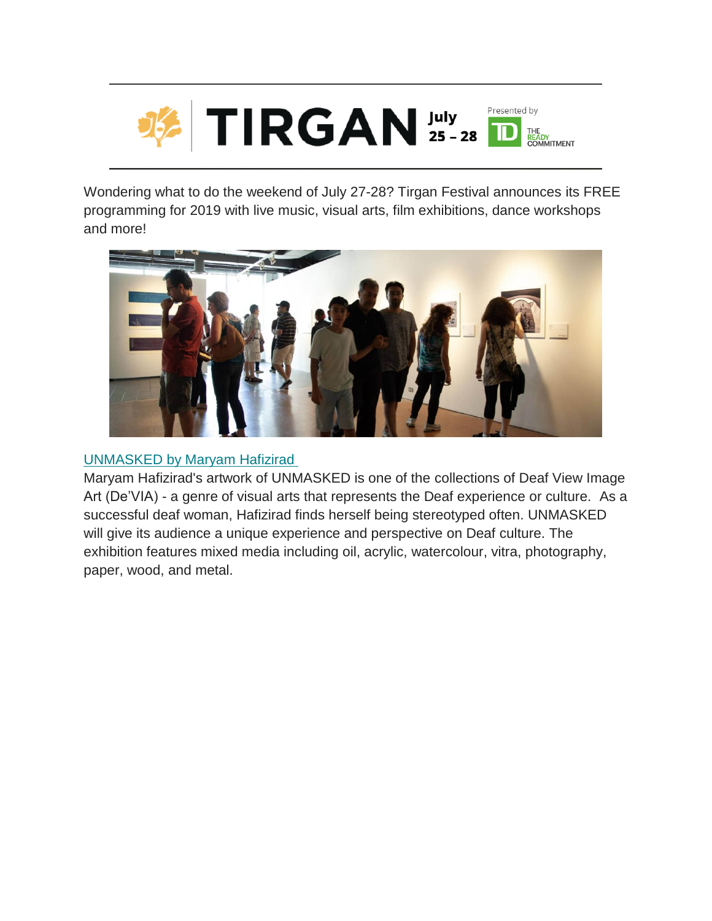TIRGAN July 25 – 28

Presented by TD THE READY COMMITMENT

Wondering what to do the weekend of July 27-28? Tirgan Festival announces its FREE programming for 2019 with live music, visual arts, film exhibitions, dance workshops and more!

UNMASKED by Maryam Hafizirad

Maryam Hafizirad's artwork of UNMASKED is one of the collections of Deaf View Image Art (De'VIA) - a genre of visual arts that represents the Deaf experience or culture. As a successful deaf woman, Hafizirad finds herself being stereotyped often. UNMASKED will give its audience a unique experience and perspective on Deaf culture. The exhibition features mixed media including oil, acrylic, watercolour, vitra, photography, paper, wood, and metal.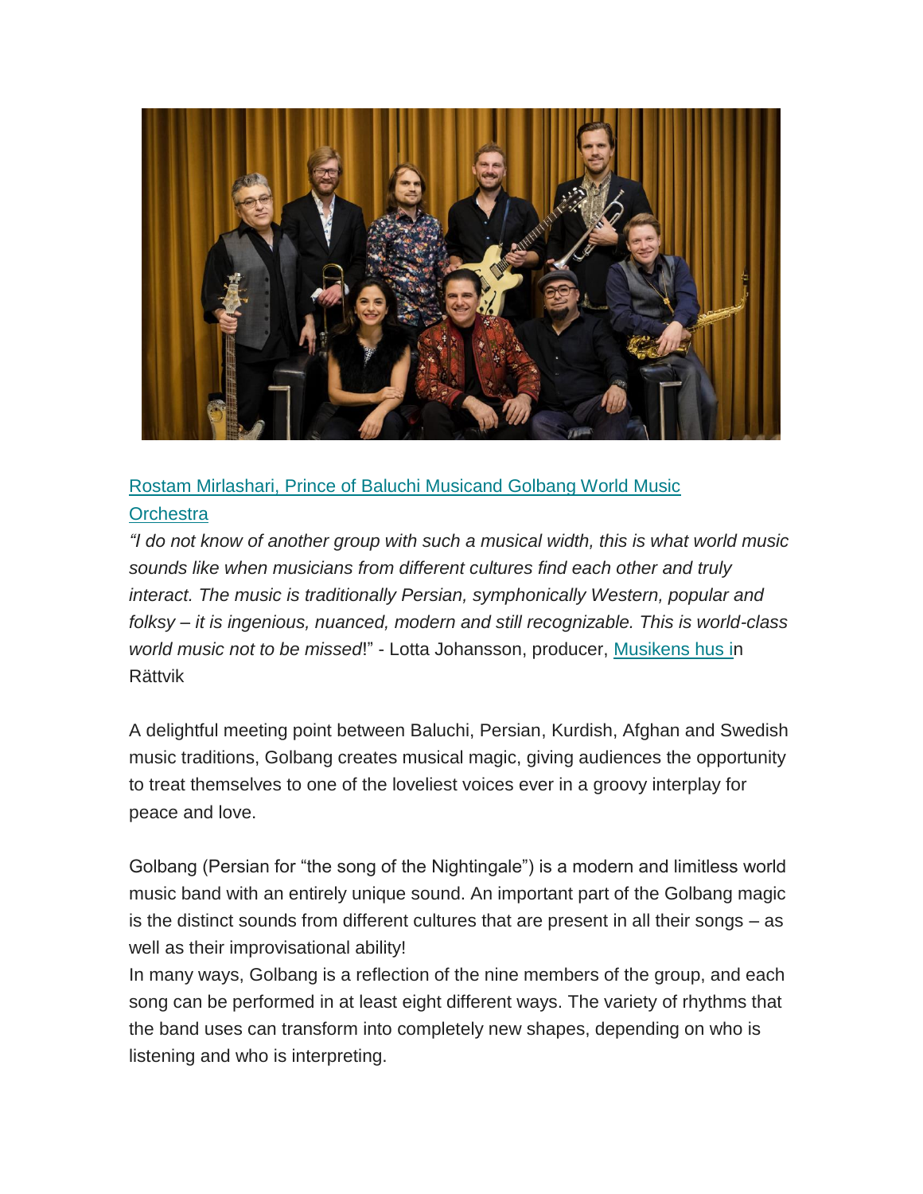[Rostam Mirlashari, Prince of Baluchi Musicand Golbang World Music Orchestra]

*"I do not know of another group with such a musical width, this is what world music sounds like when musicians from different cultures find each other and truly interact. The music is traditionally Persian, symphonically Western, popular and folksy – it is ingenious, nuanced, modern and still recognizable. This is world-class world music not to be missed*!" - Lotta Johansson, producer, [Musikens hus i]n Rättvik

A delightful meeting point between Baluchi, Persian, Kurdish, Afghan and Swedish music traditions, Golbang creates musical magic, giving audiences the opportunity to treat themselves to one of the loveliest voices ever in a groovy interplay for peace and love.

Golbang (Persian for "the song of the Nightingale") is a modern and limitless world music band with an entirely unique sound. An important part of the Golbang magic is the distinct sounds from different cultures that are present in all their songs – as well as their improvisational ability!

In many ways, Golbang is a reflection of the nine members of the group, and each song can be performed in at least eight different ways. The variety of rhythms that the band uses can transform into completely new shapes, depending on who is listening and who is interpreting.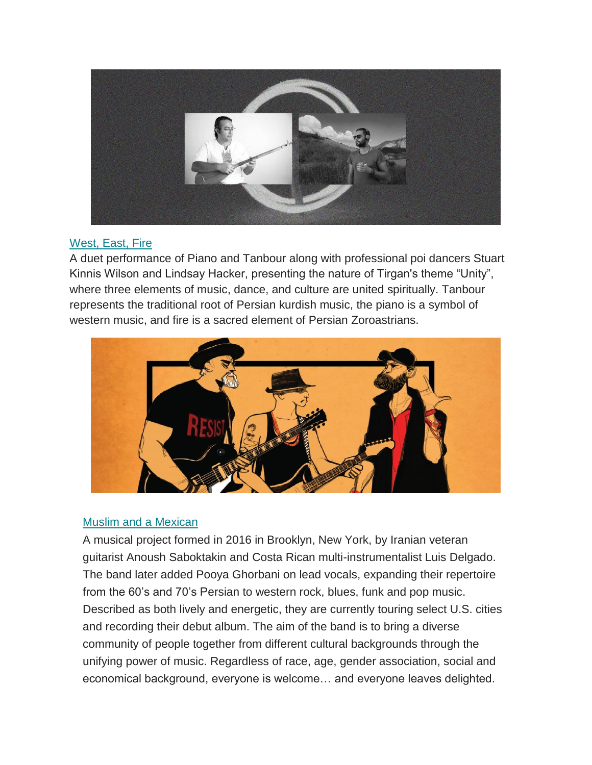[West, East, Fire](#)

A duet performance of Piano and Tanbour along with professional poi dancers Stuart Kinnis Wilson and Lindsay Hacker, presenting the nature of Tirgan's theme "Unity", where three elements of music, dance, and culture are united spiritually. Tanbour represents the traditional root of Persian kurdish music, the piano is a symbol of western music, and fire is a sacred element of Persian Zoroastrians.

[Muslim and a Mexican](#)

A musical project formed in 2016 in Brooklyn, New York, by Iranian veteran guitarist Anoush Saboktakin and Costa Rican multi-instrumentalist Luis Delgado. The band later added Pooya Ghorbani on lead vocals, expanding their repertoire from the 60's and 70's Persian to western rock, blues, funk and pop music. Described as both lively and energetic, they are currently touring select U.S. cities and recording their debut album. The aim of the band is to bring a diverse community of people together from different cultural backgrounds through the unifying power of music. Regardless of race, age, gender association, social and economical background, everyone is welcome… and everyone leaves delighted.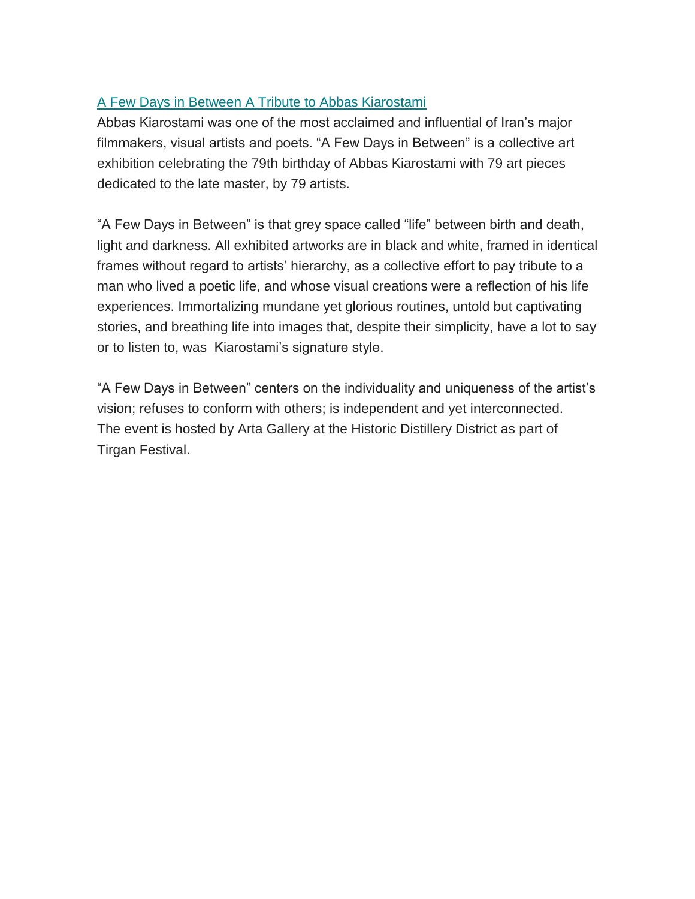[A Few Days in Between A Tribute to Abbas Kiarostami]

Abbas Kiarostami was one of the most acclaimed and influential of Iran's major filmmakers, visual artists and poets. "A Few Days in Between" is a collective art exhibition celebrating the 79th birthday of Abbas Kiarostami with 79 art pieces dedicated to the late master, by 79 artists.

"A Few Days in Between" is that grey space called "life" between birth and death, light and darkness. All exhibited artworks are in black and white, framed in identical frames without regard to artists' hierarchy, as a collective effort to pay tribute to a man who lived a poetic life, and whose visual creations were a reflection of his life experiences. Immortalizing mundane yet glorious routines, untold but captivating stories, and breathing life into images that, despite their simplicity, have a lot to say or to listen to, was Kiarostami's signature style.

"A Few Days in Between" centers on the individuality and uniqueness of the artist's vision; refuses to conform with others; is independent and yet interconnected.
The event is hosted by Arta Gallery at the Historic Distillery District as part of Tirgan Festival.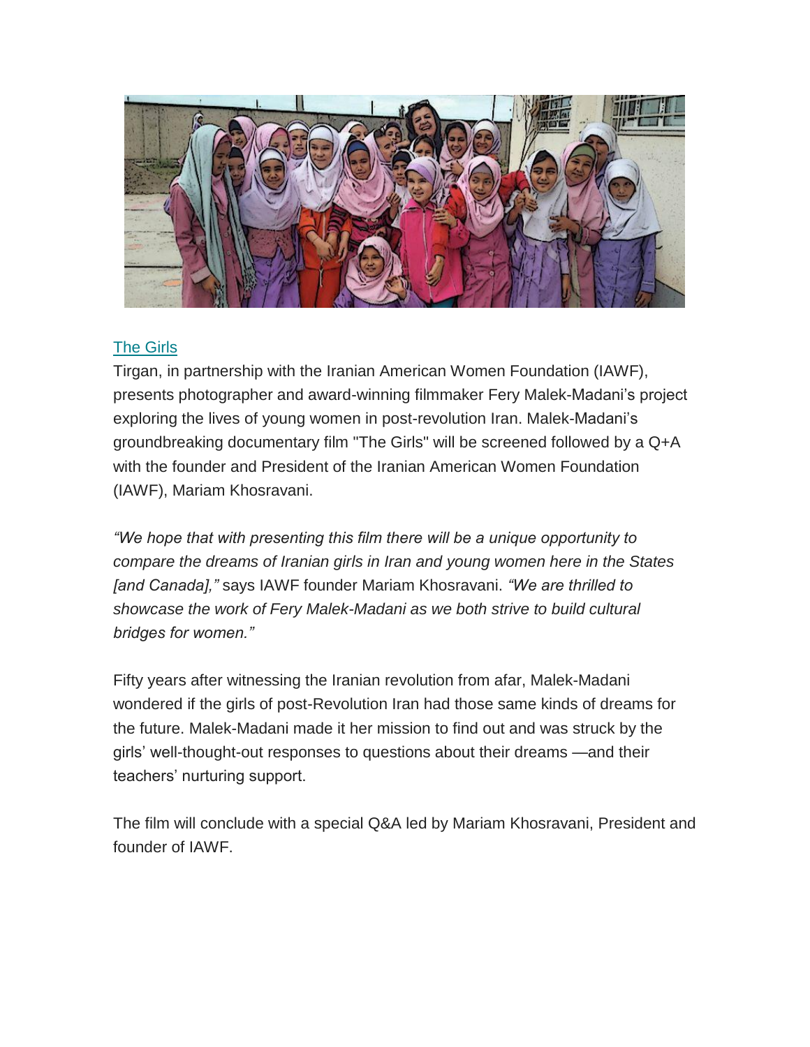[The Girls]

Tirgan, in partnership with the Iranian American Women Foundation (IAWF), presents photographer and award-winning filmmaker Fery Malek-Madani's project exploring the lives of young women in post-revolution Iran. Malek-Madani's groundbreaking documentary film "The Girls" will be screened followed by a Q+A with the founder and President of the Iranian American Women Foundation (IAWF), Mariam Khosravani.

*"We hope that with presenting this film there will be a unique opportunity to compare the dreams of Iranian girls in Iran and young women here in the States [and Canada],"* says IAWF founder Mariam Khosravani. *"We are thrilled to showcase the work of Fery Malek-Madani as we both strive to build cultural bridges for women."*

Fifty years after witnessing the Iranian revolution from afar, Malek-Madani wondered if the girls of post-Revolution Iran had those same kinds of dreams for the future. Malek-Madani made it her mission to find out and was struck by the girls' well-thought-out responses to questions about their dreams —and their teachers' nurturing support.

The film will conclude with a special Q&A led by Mariam Khosravani, President and founder of IAWF.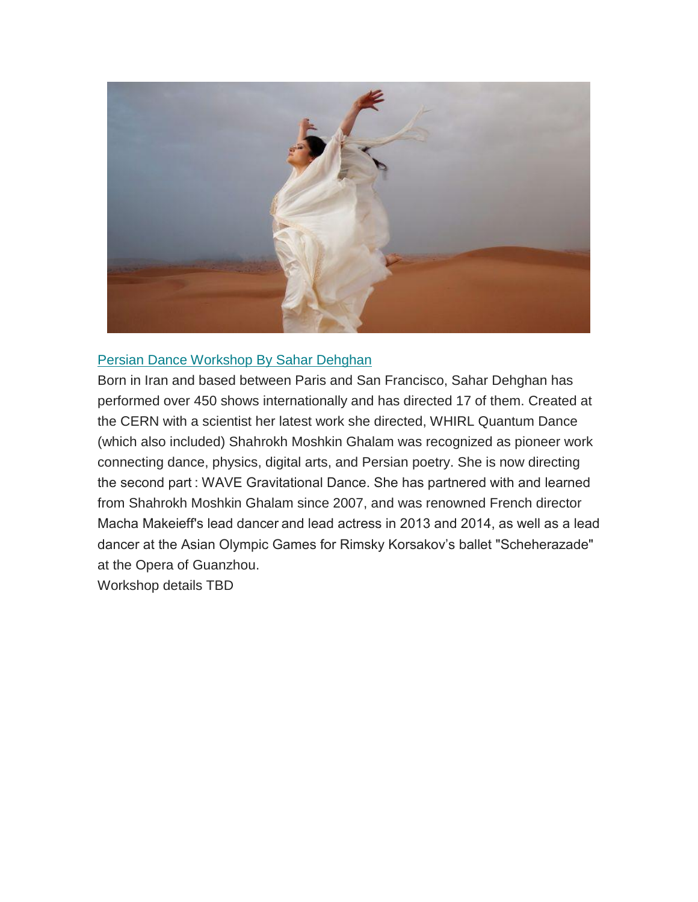[Persian Dance Workshop By Sahar Dehghan]

Born in Iran and based between Paris and San Francisco, Sahar Dehghan has performed over 450 shows internationally and has directed 17 of them. Created at the CERN with a scientist her latest work she directed, WHIRL Quantum Dance (which also included) Shahrokh Moshkin Ghalam was recognized as pioneer work connecting dance, physics, digital arts, and Persian poetry. She is now directing the second part : WAVE Gravitational Dance. She has partnered with and learned from Shahrokh Moshkin Ghalam since 2007, and was renowned French director Macha Makeieff's lead dancer and lead actress in 2013 and 2014, as well as a lead dancer at the Asian Olympic Games for Rimsky Korsakov's ballet "Scheherazade" at the Opera of Guanzhou.

Workshop details TBD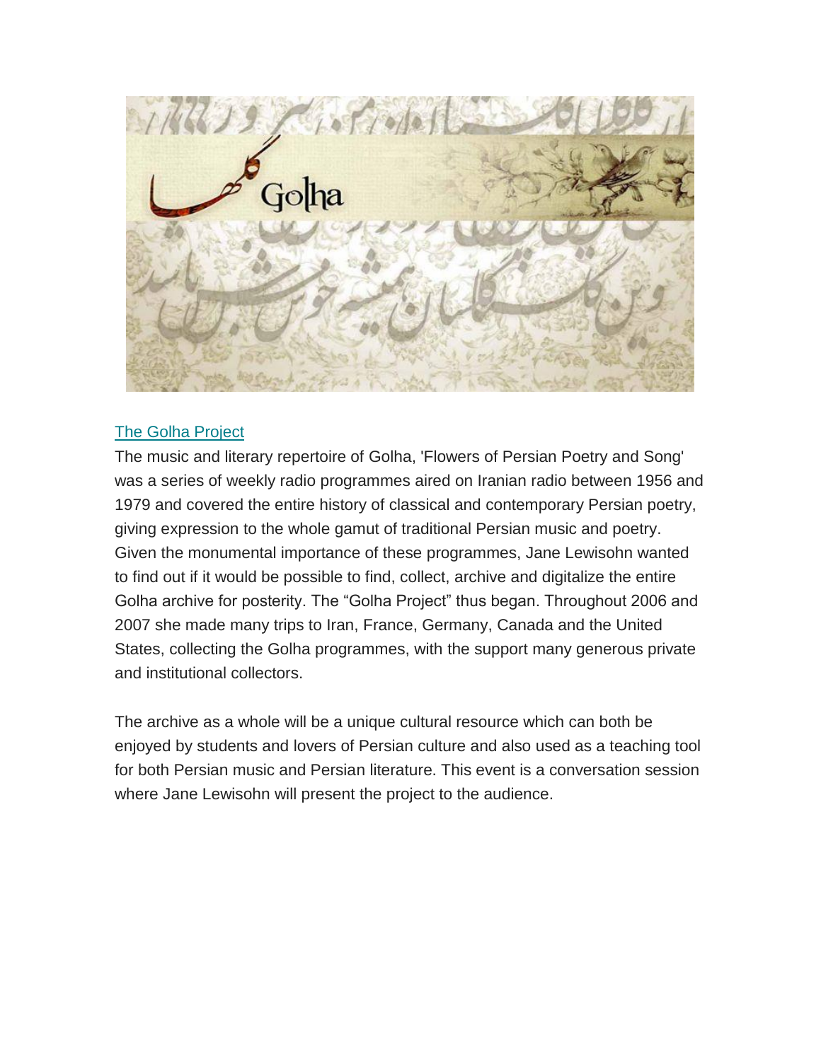[The Golha Project]

The music and literary repertoire of Golha, 'Flowers of Persian Poetry and Song' was a series of weekly radio programmes aired on Iranian radio between 1956 and 1979 and covered the entire history of classical and contemporary Persian poetry, giving expression to the whole gamut of traditional Persian music and poetry. Given the monumental importance of these programmes, Jane Lewisohn wanted to find out if it would be possible to find, collect, archive and digitalize the entire Golha archive for posterity. The “Golha Project” thus began. Throughout 2006 and 2007 she made many trips to Iran, France, Germany, Canada and the United States, collecting the Golha programmes, with the support many generous private and institutional collectors.

The archive as a whole will be a unique cultural resource which can both be enjoyed by students and lovers of Persian culture and also used as a teaching tool for both Persian music and Persian literature. This event is a conversation session where Jane Lewisohn will present the project to the audience.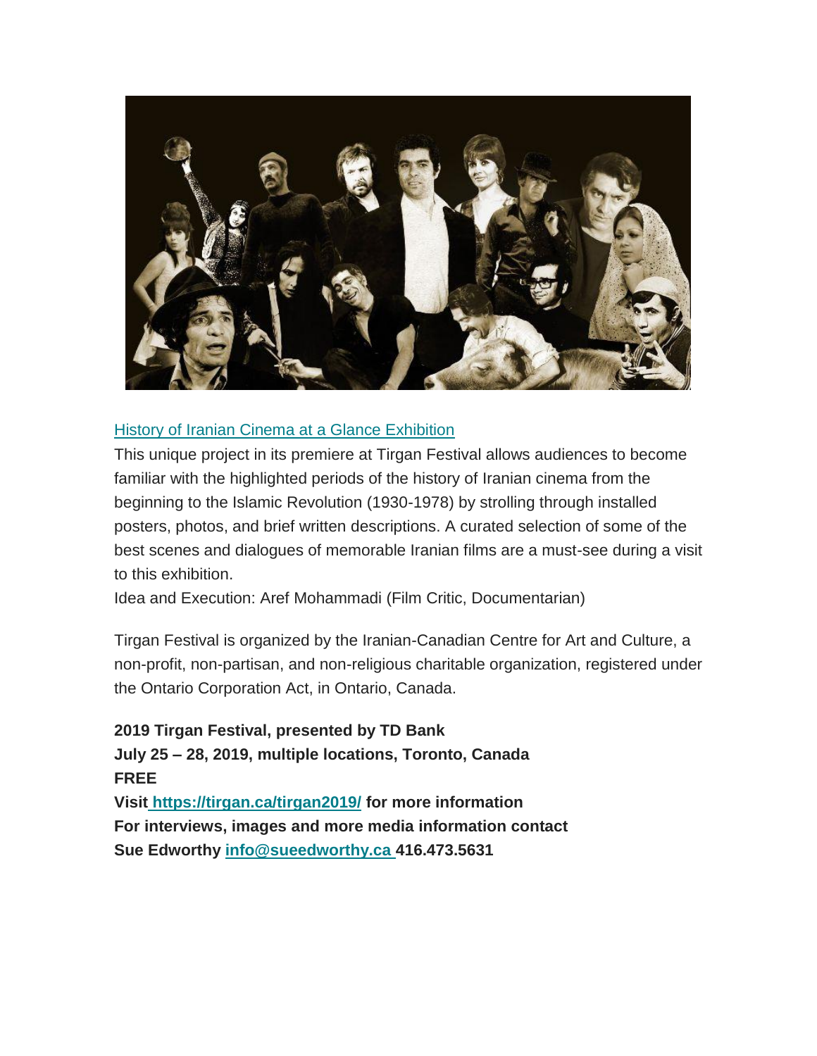[History of Iranian Cinema at a Glance Exhibition](#)

This unique project in its premiere at Tirgan Festival allows audiences to become familiar with the highlighted periods of the history of Iranian cinema from the beginning to the Islamic Revolution (1930-1978) by strolling through installed posters, photos, and brief written descriptions. A curated selection of some of the best scenes and dialogues of memorable Iranian films are a must-see during a visit to this exhibition.

Idea and Execution: Aref Mohammadi (Film Critic, Documentarian)

Tirgan Festival is organized by the Iranian-Canadian Centre for Art and Culture, a non-profit, non-partisan, and non-religious charitable organization, registered under the Ontario Corporation Act, in Ontario, Canada.

**2019 Tirgan Festival, presented by TD Bank**
**July 25 – 28, 2019, multiple locations, Toronto, Canada**
**FREE**
**Visit https://tirgan.ca/tirgan2019/ for more information**
**For interviews, images and more media information contact**
**Sue Edworthy info@sueedworthy.ca 416.473.5631**